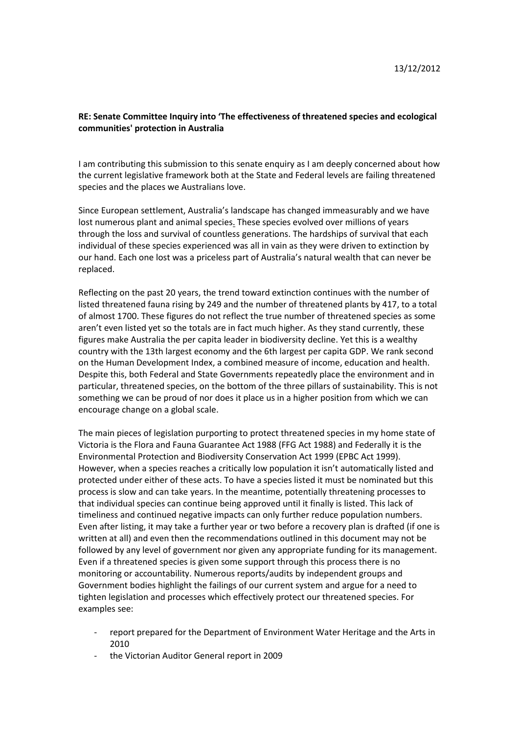13/12/2012

**RE: Senate Committee Inquiry into 'The effectiveness of threatened species and ecological communities' protection in Australia**

I am contributing this submission to this senate enquiry as I am deeply concerned about how the current legislative framework both at the State and Federal levels are failing threatened species and the places we Australians love.

Since European settlement, Australia's landscape has changed immeasurably and we have lost numerous plant and animal species. These species evolved over millions of years through the loss and survival of countless generations. The hardships of survival that each individual of these species experienced was all in vain as they were driven to extinction by our hand. Each one lost was a priceless part of Australia's natural wealth that can never be replaced.

Reflecting on the past 20 years, the trend toward extinction continues with the number of listed threatened fauna rising by 249 and the number of threatened plants by 417, to a total of almost 1700. These figures do not reflect the true number of threatened species as some aren't even listed yet so the totals are in fact much higher. As they stand currently, these figures make Australia the per capita leader in biodiversity decline. Yet this is a wealthy country with the 13th largest economy and the 6th largest per capita GDP. We rank second on the Human Development Index, a combined measure of income, education and health. Despite this, both Federal and State Governments repeatedly place the environment and in particular, threatened species, on the bottom of the three pillars of sustainability. This is not something we can be proud of nor does it place us in a higher position from which we can encourage change on a global scale.

The main pieces of legislation purporting to protect threatened species in my home state of Victoria is the Flora and Fauna Guarantee Act 1988 (FFG Act 1988) and Federally it is the Environmental Protection and Biodiversity Conservation Act 1999 (EPBC Act 1999). However, when a species reaches a critically low population it isn't automatically listed and protected under either of these acts. To have a species listed it must be nominated but this process is slow and can take years. In the meantime, potentially threatening processes to that individual species can continue being approved until it finally is listed. This lack of timeliness and continued negative impacts can only further reduce population numbers. Even after listing, it may take a further year or two before a recovery plan is drafted (if one is written at all) and even then the recommendations outlined in this document may not be followed by any level of government nor given any appropriate funding for its management. Even if a threatened species is given some support through this process there is no monitoring or accountability. Numerous reports/audits by independent groups and Government bodies highlight the failings of our current system and argue for a need to tighten legislation and processes which effectively protect our threatened species. For examples see:

- report prepared for the Department of Environment Water Heritage and the Arts in 2010
- the Victorian Auditor General report in 2009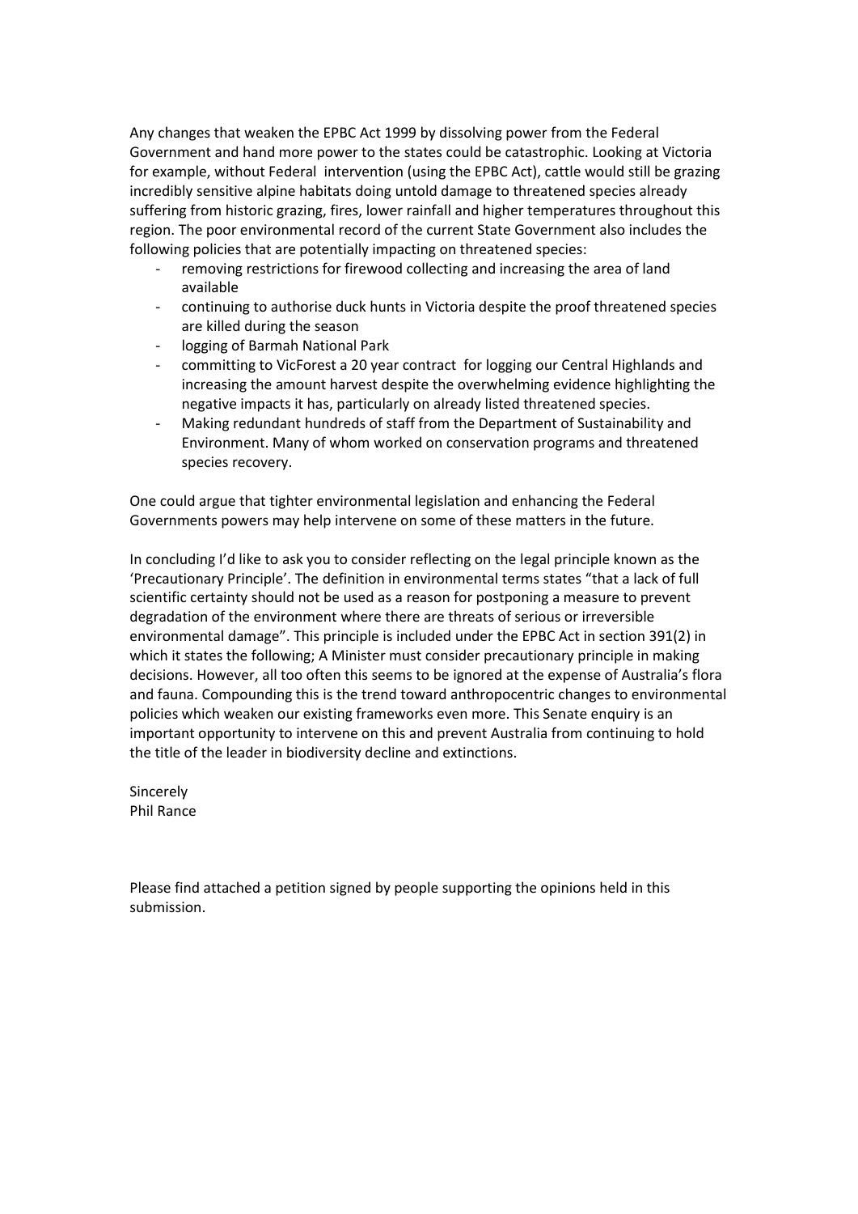Any changes that weaken the EPBC Act 1999 by dissolving power from the Federal Government and hand more power to the states could be catastrophic. Looking at Victoria for example, without Federal  intervention (using the EPBC Act), cattle would still be grazing incredibly sensitive alpine habitats doing untold damage to threatened species already suffering from historic grazing, fires, lower rainfall and higher temperatures throughout this region. The poor environmental record of the current State Government also includes the following policies that are potentially impacting on threatened species:

- removing restrictions for firewood collecting and increasing the area of land available
- continuing to authorise duck hunts in Victoria despite the proof threatened species are killed during the season
- logging of Barmah National Park
- committing to VicForest a 20 year contract  for logging our Central Highlands and increasing the amount harvest despite the overwhelming evidence highlighting the negative impacts it has, particularly on already listed threatened species.
- Making redundant hundreds of staff from the Department of Sustainability and Environment. Many of whom worked on conservation programs and threatened species recovery.

One could argue that tighter environmental legislation and enhancing the Federal Governments powers may help intervene on some of these matters in the future.

In concluding I'd like to ask you to consider reflecting on the legal principle known as the 'Precautionary Principle'. The definition in environmental terms states "that a lack of full scientific certainty should not be used as a reason for postponing a measure to prevent degradation of the environment where there are threats of serious or irreversible environmental damage". This principle is included under the EPBC Act in section 391(2) in which it states the following; A Minister must consider precautionary principle in making decisions. However, all too often this seems to be ignored at the expense of Australia's flora and fauna. Compounding this is the trend toward anthropocentric changes to environmental policies which weaken our existing frameworks even more. This Senate enquiry is an important opportunity to intervene on this and prevent Australia from continuing to hold the title of the leader in biodiversity decline and extinctions.

Sincerely
Phil Rance

Please find attached a petition signed by people supporting the opinions held in this submission.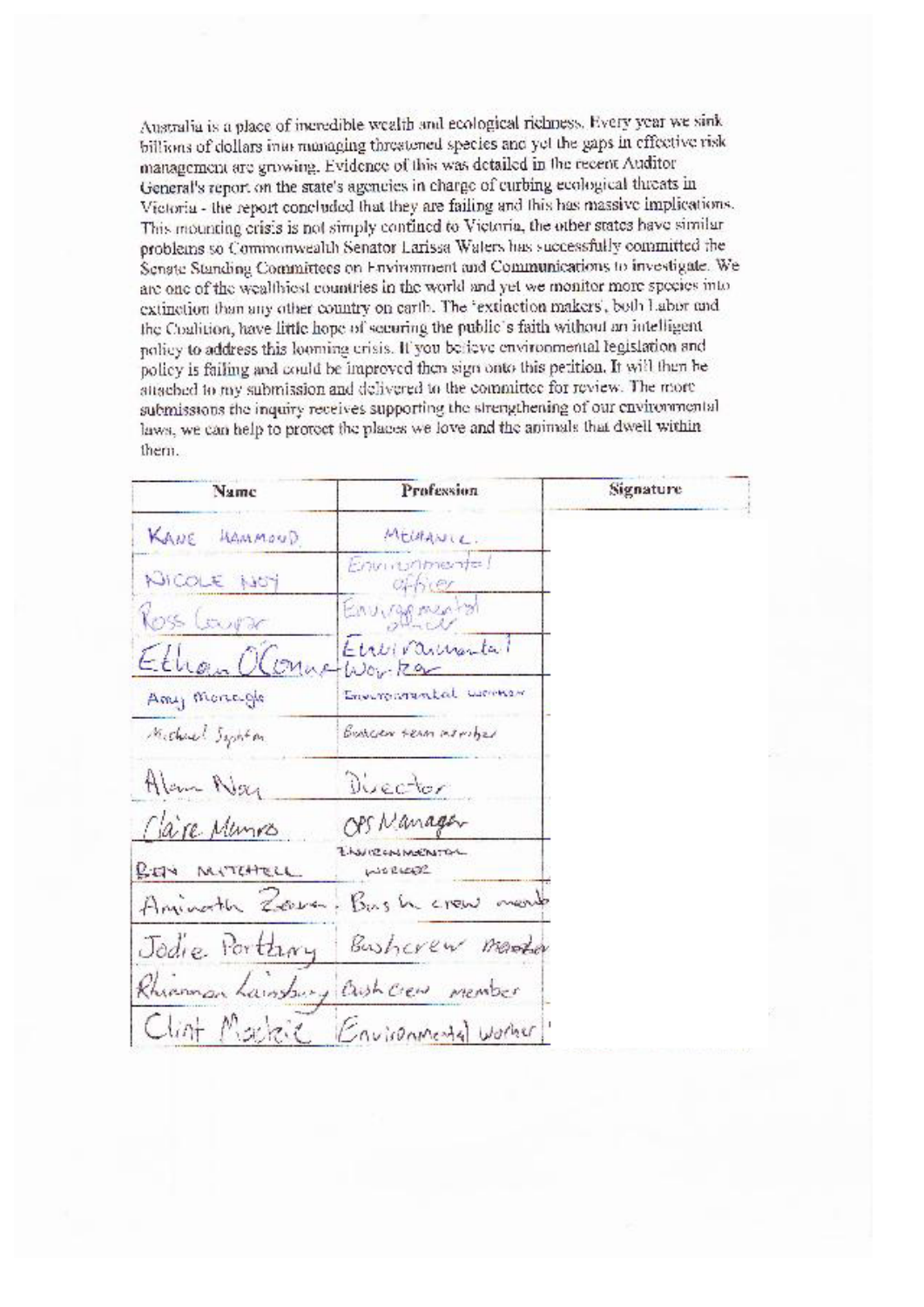Australia is a place of incredible wealth and ecological richness. Every year we sink billions of dollars into managing threatened species and yet the gaps in effective risk management are growing. Evidence of this was detailed in the recent Auditor General's report on the state's agencies in charge of curbing ecological threats in Victoria - the report concluded that they are failing and this has massive implications. This mounting crisis is not simply confined to Victoria, the other states have similar problems so Commonwealth Senator Larissa Waters has successfully committed the Senate Standing Committees on Environment and Communications to investigate. We are one of the wealthiest countries in the world and yet we monitor more species into extinction than any other country on earth. The 'extinction makers', both Labor and the Coalition, have little hope of securing the public's faith without an intelligent policy to address this looming crisis. If you believe environmental legislation and policy is failing and could be improved then sign onto this petition. It will then be attached to my submission and delivered to the committee for review. The more submissions the inquiry receives supporting the strengthening of our environmental laws, we can help to protect the places we love and the animals that dwell within them.

| Name | Profession | Signature |
|---|---|---|
| KANE HAMMOND | MECHANIC | |
| NICOLE NOY | Environmental officer | |
| Ross Cooper | Environmental officer | |
| Ethan O'Connor | Environmental Worker | |
| Amy Moncogle | Environmental worker | |
| Michael Sypher | Bushcrew team member | |
| Alan Noy | Director | |
| Claire Munro | OPS Manager | |
| BEN MITCHELL | ENVIRONMENTAL WORKER | |
| Aminath Zeena | Bush crew member | |
| Jodie Portbury | Bushcrew member | |
| Rhiannon Lainsbury | Bush Crew member | |
| Clint Mackie | Environmental worker | |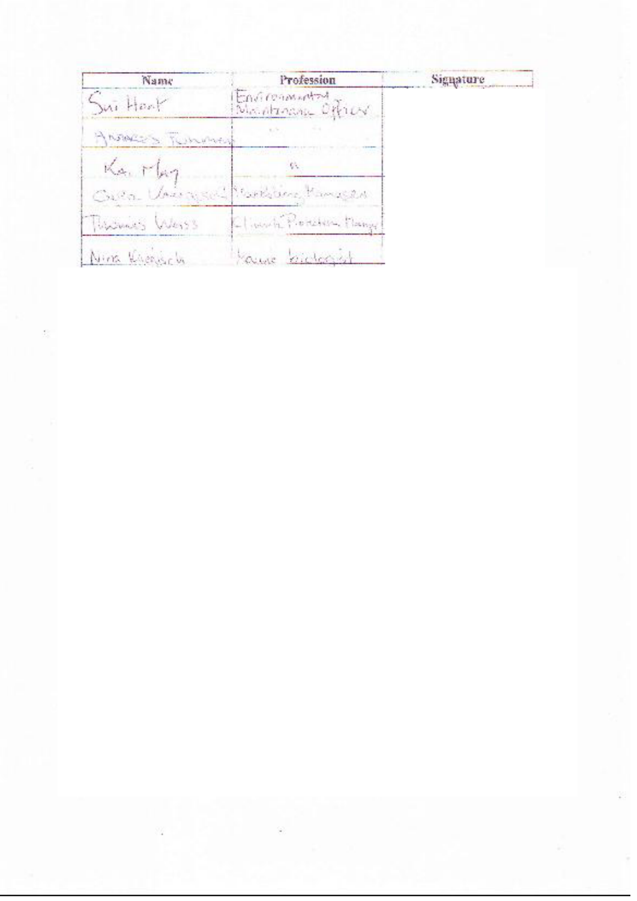| Name | Profession | Signature |
| --- | --- | --- |
| Sui Hart | Environmental Maintenance Officer | |
| Andreas Fuhrmann | " | |
| Kai May | " | |
| Owen Vandersol | Marketing Manager | |
| Thomas Weiss | Climate Protection Manager | |
| Nina Kretschi | Marine biologist | |